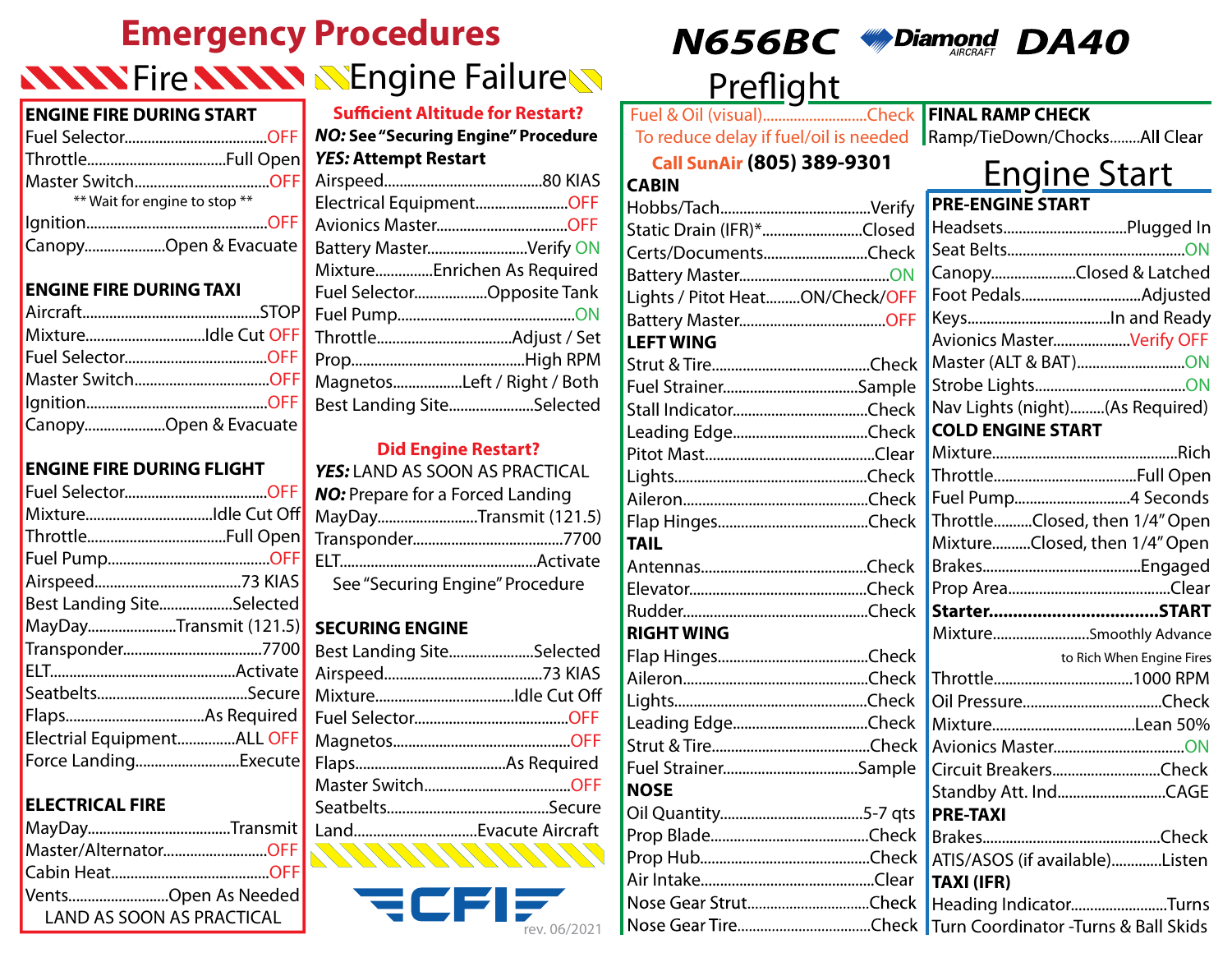# Emergency Procedures

## Fire

### ENGINE FIRE DURING START

- Fuel Selector........OFF
- Throttle........Full Open
- Master Switch........OFF

** Wait for engine to stop **

- Ignition........OFF
- Canopy........Open & Evacuate

### ENGINE FIRE DURING TAXI

- Aircraft........STOP
- Mixture........Idle Cut OFF
- Fuel Selector........OFF
- Master Switch........OFF
- Ignition........OFF
- Canopy........Open & Evacuate

### ENGINE FIRE DURING FLIGHT

- Fuel Selector........OFF
- Mixture........Idle Cut Off
- Throttle........Full Open
- Fuel Pump........OFF
- Airspeed........73 KIAS
- Best Landing Site........Selected
- MayDay........Transmit (121.5)
- Transponder........7700
- ELT........Activate
- Seatbelts........Secure
- Flaps........As Required
- Electrial Equipment........ALL OFF
- Force Landing........Execute

### ELECTRICAL FIRE

- MayDay........Transmit
- Master/Alternator........OFF
- Cabin Heat........OFF
- Vents........Open As Needed

LAND AS SOON AS PRACTICAL

## Engine Failure

**Sufficient Altitude for Restart?**

***NO:*** **See "Securing Engine" Procedure**

***YES:*** **Attempt Restart**

- Airspeed........80 KIAS
- Electrical Equipment........OFF
- Avionics Master........OFF
- Battery Master........Verify ON
- Mixture........Enrichen As Required
- Fuel Selector........Opposite Tank
- Fuel Pump........ON
- Throttle........Adjust / Set
- Prop........High RPM
- Magnetos........Left / Right / Both
- Best Landing Site........Selected

**Did Engine Restart?**

***YES:*** LAND AS SOON AS PRACTICAL

***NO:*** Prepare for a Forced Landing

- MayDay........Transmit (121.5)
- Transponder........7700
- ELT........Activate

See "Securing Engine" Procedure

### SECURING ENGINE

- Best Landing Site........Selected
- Airspeed........73 KIAS
- Mixture........Idle Cut Off
- Fuel Selector........OFF
- Magnetos........OFF
- Flaps........As Required
- Master Switch........OFF
- Seatbelts........Secure
- Land........Evacuate Aircraft

CFI

rev. 06/2021

# N656BC Diamond Aircraft DA40

## Preflight

- Fuel & Oil (visual)........Check

To reduce delay if fuel/oil is needed

**Call SunAir (805) 389-9301**

### CABIN

- Hobbs/Tach........Verify
- Static Drain (IFR)*........Closed
- Certs/Documents........Check
- Battery Master........ON
- Lights / Pitot Heat........ON/Check/OFF
- Battery Master........OFF

### LEFT WING

- Strut & Tire........Check
- Fuel Strainer........Sample
- Stall Indicator........Check
- Leading Edge........Check
- Pitot Mast........Clear
- Lights........Check
- Aileron........Check
- Flap Hinges........Check

### TAIL

- Antennas........Check
- Elevator........Check
- Rudder........Check

### RIGHT WING

- Flap Hinges........Check
- Aileron........Check
- Lights........Check
- Leading Edge........Check
- Strut & Tire........Check
- Fuel Strainer........Sample

### NOSE

- Oil Quantity........5-7 qts
- Prop Blade........Check
- Prop Hub........Check
- Air Intake........Clear
- Nose Gear Strut........Check
- Nose Gear Tire........Check

### FINAL RAMP CHECK

- Ramp/TieDown/Chocks........All Clear

## Engine Start

### PRE-ENGINE START

- Headsets........Plugged In
- Seat Belts........ON
- Canopy........Closed & Latched
- Foot Pedals........Adjusted
- Keys........In and Ready
- Avionics Master........Verify OFF
- Master (ALT & BAT)........ON
- Strobe Lights........ON
- Nav Lights (night)........(As Required)

### COLD ENGINE START

- Mixture........Rich
- Throttle........Full Open
- Fuel Pump........4 Seconds
- Throttle........Closed, then 1/4" Open
- Mixture........Closed, then 1/4" Open
- Brakes........Engaged
- Prop Area........Clear
- **Starter........START**
- Mixture........Smoothly Advance to Rich When Engine Fires
- Throttle........1000 RPM
- Oil Pressure........Check
- Mixture........Lean 50%
- Avionics Master........ON
- Circuit Breakers........Check
- Standby Att. Ind........CAGE

### PRE-TAXI

- Brakes........Check
- ATIS/ASOS (if available)........Listen

### TAXI (IFR)

- Heading Indicator........Turns
- Turn Coordinator -Turns & Ball Skids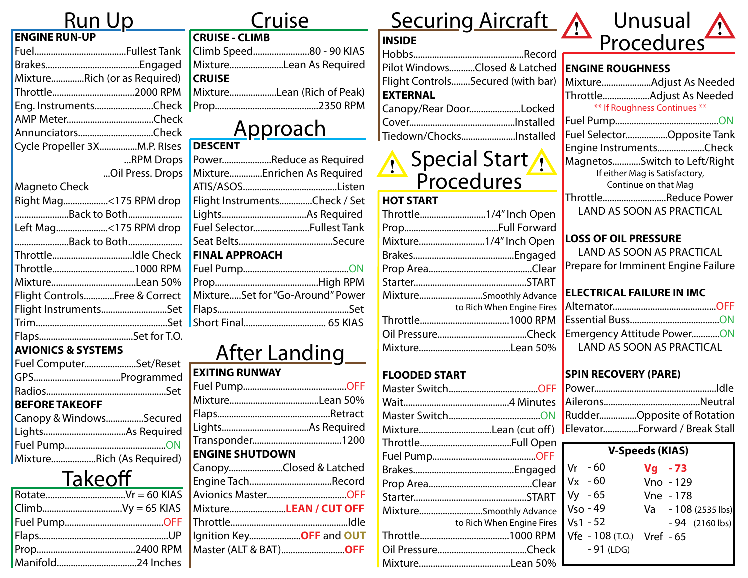# Run Up

**ENGINE RUN-UP**

- Fuel....................Fullest Tank
- Brakes....................Engaged
- Mixture.............Rich (or as Required)
- Throttle....................2000 RPM
- Eng. Instruments....................Check
- AMP Meter....................Check
- Annunciators....................Check
- Cycle Propeller 3X................M.P. Rises
  - ...RPM Drops
  - ...Oil Press. Drops

Magneto Check

- Right Mag..................<175 RPM drop
- ....................Back to Both....................
- Left Mag.....................<175 RPM drop
- ....................Back to Both....................
- Throttle....................Idle Check
- Throttle....................1000 RPM
- Mixture....................Lean 50%
- Flight Controls............Free & Correct
- Flight Instruments....................Set
- Trim....................Set
- Flaps....................Set for T.O.

**AVIONICS & SYSTEMS**

- Fuel Computer....................Set/Reset
- GPS....................Programmed
- Radios....................Set

**BEFORE TAKEOFF**

- Canopy & Windows...............Secured
- Lights....................As Required
- Fuel Pump....................ON
- Mixture..................Rich (As Required)

# Takeoff

- Rotate....................Vr = 60 KIAS
- Climb....................Vy = 65 KIAS
- Fuel Pump....................OFF
- Flaps....................UP
- Prop....................2400 RPM
- Manifold....................24 Inches

# Cruise

**CRUISE - CLIMB**

- Climb Speed....................80 - 90 KIAS
- Mixture....................Lean As Required

**CRUISE**

- Mixture....................Lean (Rich of Peak)
- Prop....................2350 RPM

# Approach

**DESCENT**

- Power....................Reduce as Required
- Mixture.............Enrichen As Required
- ATIS/ASOS....................Listen
- Flight Instruments.............Check / Set
- Lights....................As Required
- Fuel Selector....................Fullest Tank
- Seat Belts....................Secure

**FINAL APPROACH**

- Fuel Pump....................ON
- Prop....................High RPM
- Mixture.....Set for "Go-Around" Power
- Flaps....................Set
- Short Final.................... 65 KIAS

# After Landing

**EXITING RUNWAY**

- Fuel Pump....................OFF
- Mixture....................Lean 50%
- Flaps....................Retract
- Lights....................As Required
- Transponder....................1200

**ENGINE SHUTDOWN**

- Canopy....................Closed & Latched
- Engine Tach....................Record
- Avionics Master....................OFF
- Mixture....................**LEAN / CUT OFF**
- Throttle....................Idle
- Ignition Key....................**OFF** and **OUT**
- Master (ALT & BAT)....................**OFF**

# Securing Aircraft

**INSIDE**

- Hobbs....................Record
- Pilot Windows...........Closed & Latched
- Flight Controls........Secured (with bar)

**EXTERNAL**

- Canopy/Rear Door....................Locked
- Cover....................Installed
- Tiedown/Chocks....................Installed

# Special Start Procedures

**HOT START**

- Throttle....................1/4" Inch Open
- Prop....................Full Forward
- Mixture....................1/4" Inch Open
- Brakes....................Engaged
- Prop Area....................Clear
- Starter....................START
- Mixture....................Smoothly Advance to Rich When Engine Fires
- Throttle....................1000 RPM
- Oil Pressure....................Check
- Mixture....................Lean 50%

**FLOODED START**

- Master Switch....................OFF
- Wait....................4 Minutes
- Master Switch....................ON
- Mixture....................Lean (cut off)
- Throttle....................Full Open
- Fuel Pump....................OFF
- Brakes....................Engaged
- Prop Area....................Clear
- Starter....................START
- Mixture....................Smoothly Advance to Rich When Engine Fires
- Throttle....................1000 RPM
- Oil Pressure....................Check
- Mixture....................Lean 50%

# Unusual Procedures

**ENGINE ROUGHNESS**

- Mixture....................Adjust As Needed
- Throttle....................Adjust As Needed

\*\* If Roughness Continues \*\*

- Fuel Pump....................ON
- Fuel Selector....................Opposite Tank
- Engine Instruments....................Check
- Magnetos............Switch to Left/Right

If either Mag is Satisfactory, Continue on that Mag

- Throttle....................Reduce Power

LAND AS SOON AS PRACTICAL

**LOSS OF OIL PRESSURE**

LAND AS SOON AS PRACTICAL

Prepare for Imminent Engine Failure

**ELECTRICAL FAILURE IN IMC**

- Alternator....................OFF
- Essential Buss....................ON
- Emergency Attitude Power...........ON

LAND AS SOON AS PRACTICAL

**SPIN RECOVERY (PARE)**

- Power....................Idle
- Ailerons....................Neutral
- Rudder...............Opposite of Rotation
- Elevator..............Forward / Break Stall

**V-Speeds (KIAS)**

| | |
|---|---|
| Vr - 60 | **Vg - 73** |
| Vx - 60 | Vno - 129 |
| Vy - 65 | Vne - 178 |
| Vso - 49 | Va - 108 (2535 lbs) |
| Vs1 - 52 | - 94 (2160 lbs) |
| Vfe - 108 (T.O.) | Vref - 65 |
| - 91 (LDG) | |